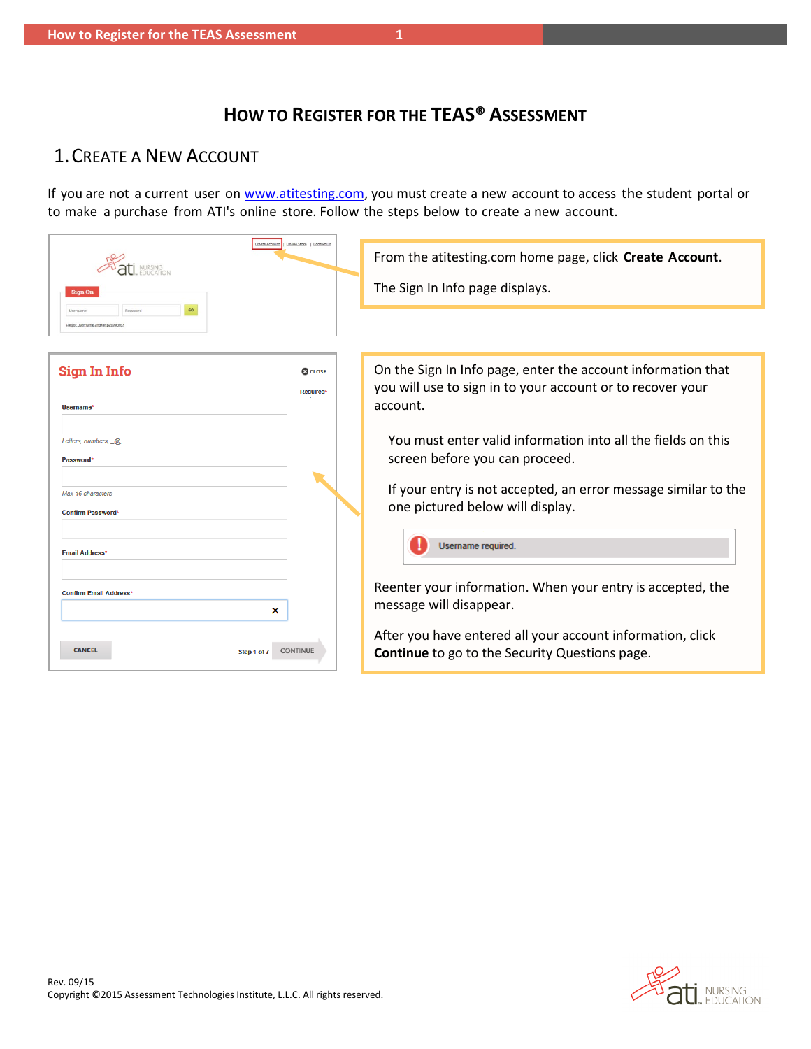# How to Register for the TEAS® Assessment

## 1. Create a New Account

If you are not a current user on www.atitesting.com, you must create a new account to access the student portal or to make a purchase from ATI's online store. Follow the steps below to create a new account.

From the atitesting.com home page, click **Create Account**.

The Sign In Info page displays.

On the Sign In Info page, enter the account information that you will use to sign in to your account or to recover your account.

You must enter valid information into all the fields on this screen before you can proceed.

If your entry is not accepted, an error message similar to the one pictured below will display.

Username required.

Reenter your information. When your entry is accepted, the message will disappear.

After you have entered all your account information, click **Continue** to go to the Security Questions page.

Rev. 09/15
Copyright ©2015 Assessment Technologies Institute, L.L.C. All rights reserved.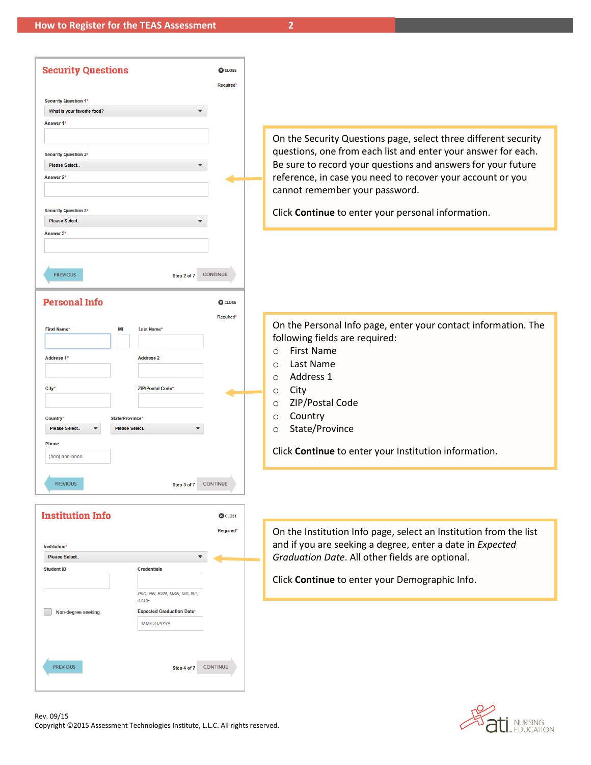## Security Questions

CLOSE

Required*

Security Question 1*

What is your favorite food?

Answer 1*

Security Question 2*

Please Select..

Answer 2*

Security Question 3*

Please Select..

Answer 3*

PREVIOUS | Step 2 of 7 | CONTINUE

On the Security Questions page, select three different security questions, one from each list and enter your answer for each. Be sure to record your questions and answers for your future reference, in case you need to recover your account or you cannot remember your password.

Click **Continue** to enter your personal information.

## Personal Info

CLOSE

Required*

First Name* | MI | Last Name*

Address 1* | Address 2

City* | ZIP/Postal Code*

Country* Please Select.. | State/Province* Please Select..

Phone (nnn) nnn-nnnn

PREVIOUS | Step 3 of 7 | CONTINUE

On the Personal Info page, enter your contact information. The following fields are required:

- First Name
- Last Name
- Address 1
- City
- ZIP/Postal Code
- Country
- State/Province

Click **Continue** to enter your Institution information.

## Institution Info

CLOSE

Required*

Institution*

Please Select..

Student ID | Credentials

PhD, RN, BSN, MSN, MS, NP, AACE

Non-degree seeking | Expected Graduation Date* MM/DD/YYYY

PREVIOUS | Step 4 of 7 | CONTINUE

On the Institution Info page, select an Institution from the list and if you are seeking a degree, enter a date in *Expected Graduation Date*. All other fields are optional.

Click **Continue** to enter your Demographic Info.

Rev. 09/15

Copyright ©2015 Assessment Technologies Institute, L.L.C. All rights reserved.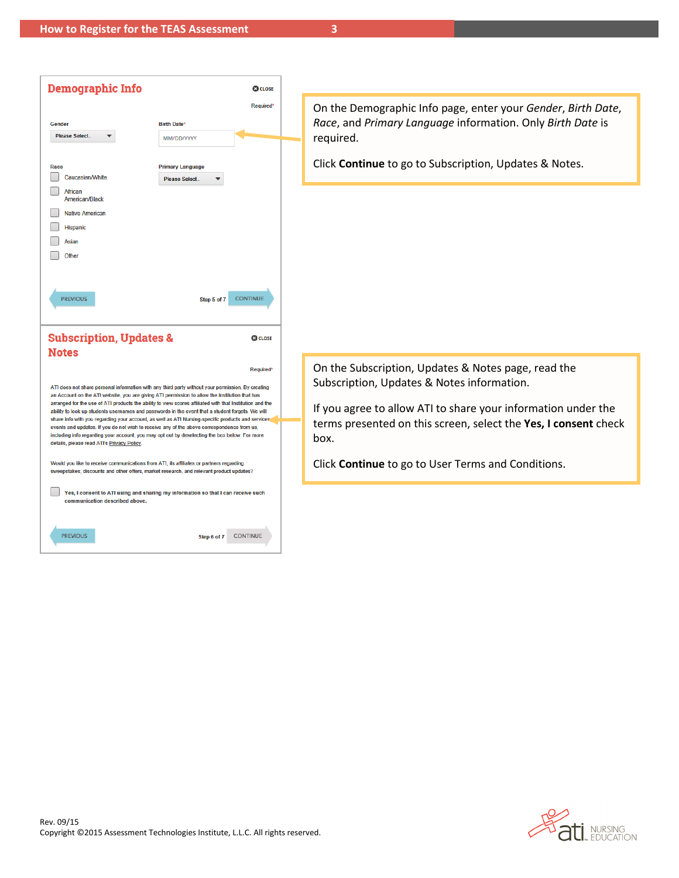## Demographic Info

CLOSE

Required*

Gender: Please Select..

Birth Date*: MM/DD/YYYY

Race
- Caucasian/White
- African American/Black
- Native American
- Hispanic
- Asian
- Other

Primary Language: Please Select..

PREVIOUS — Step 5 of 7 — CONTINUE

On the Demographic Info page, enter your *Gender*, *Birth Date*, *Race*, and *Primary Language* information. Only *Birth Date* is required.

Click **Continue** to go to Subscription, Updates & Notes.

## Subscription, Updates & Notes

CLOSE

Required*

ATI does not share personal information with any third party without your permission. By creating an Account on the ATI website, you are giving ATI permission to allow the Institution that has arranged for the use of ATI products the ability to view scores affiliated with that Institution and the ability to look up students usernames and passwords in the event that a student forgets. We will share info with you regarding your account, as well as ATI Nursing-specific products and services, events and updates. If you do not wish to receive any of the above correspondence from us, including info regarding your account, you may opt out by deselecting the box below. For more details, please read ATI's Privacy Policy.

Would you like to receive communications from ATI, its affiliates or partners regarding sweepstakes, discounts and other offers, market research, and relevant product updates?

Yes, I consent to ATI using and sharing my information so that I can receive such communication described above.

PREVIOUS — Step 6 of 7 — CONTINUE

On the Subscription, Updates & Notes page, read the Subscription, Updates & Notes information.

If you agree to allow ATI to share your information under the terms presented on this screen, select the **Yes, I consent** check box.

Click **Continue** to go to User Terms and Conditions.

Rev. 09/15
Copyright ©2015 Assessment Technologies Institute, L.L.C. All rights reserved.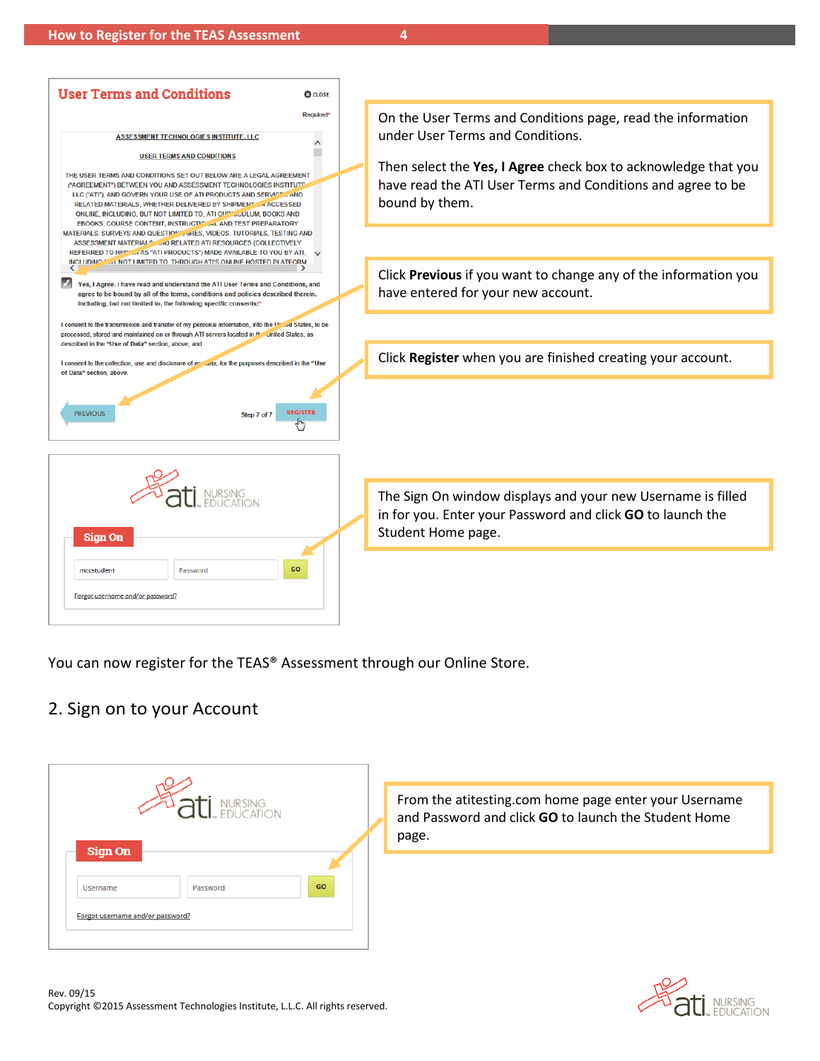On the User Terms and Conditions page, read the information under User Terms and Conditions.

Then select the **Yes, I Agree** check box to acknowledge that you have read the ATI User Terms and Conditions and agree to be bound by them.

Click **Previous** if you want to change any of the information you have entered for your new account.

Click **Register** when you are finished creating your account.

The Sign On window displays and your new Username is filled in for you. Enter your Password and click **GO** to launch the Student Home page.

You can now register for the TEAS® Assessment through our Online Store.

## 2. Sign on to your Account

From the atitesting.com home page enter your Username and Password and click **GO** to launch the Student Home page.

Rev. 09/15
Copyright ©2015 Assessment Technologies Institute, L.L.C. All rights reserved.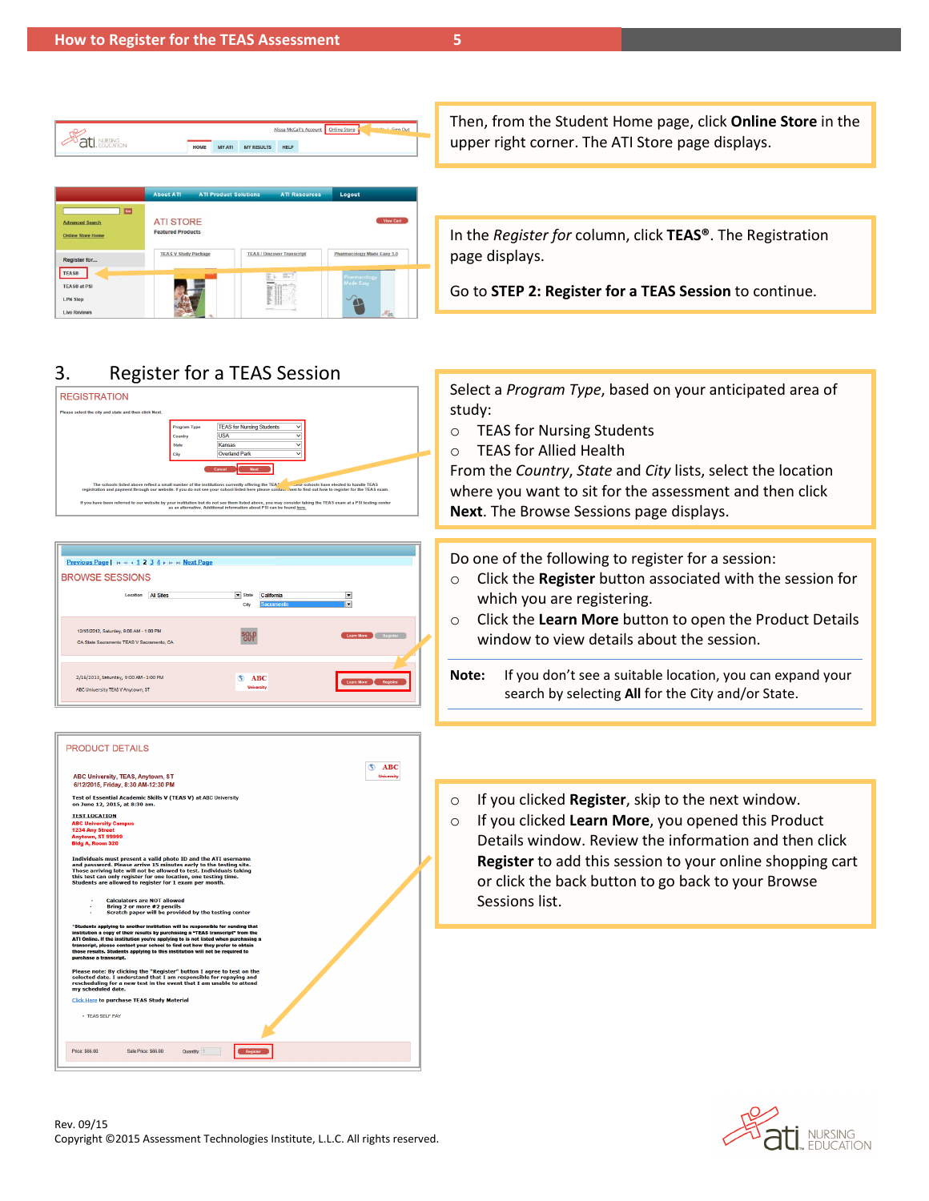Then, from the Student Home page, click **Online Store** in the upper right corner. The ATI Store page displays.

In the *Register for* column, click **TEAS®**. The Registration page displays.

Go to **STEP 2: Register for a TEAS Session** to continue.

## 3. Register for a TEAS Session

Select a *Program Type*, based on your anticipated area of study:

- TEAS for Nursing Students
- TEAS for Allied Health

From the *Country*, *State* and *City* lists, select the location where you want to sit for the assessment and then click **Next**. The Browse Sessions page displays.

Do one of the following to register for a session:

- Click the **Register** button associated with the session for which you are registering.
- Click the **Learn More** button to open the Product Details window to view details about the session.

**Note:** If you don't see a suitable location, you can expand your search by selecting **All** for the City and/or State.

- If you clicked **Register**, skip to the next window.
- If you clicked **Learn More**, you opened this Product Details window. Review the information and then click **Register** to add this session to your online shopping cart or click the back button to go back to your Browse Sessions list.

Rev. 09/15
Copyright ©2015 Assessment Technologies Institute, L.L.C. All rights reserved.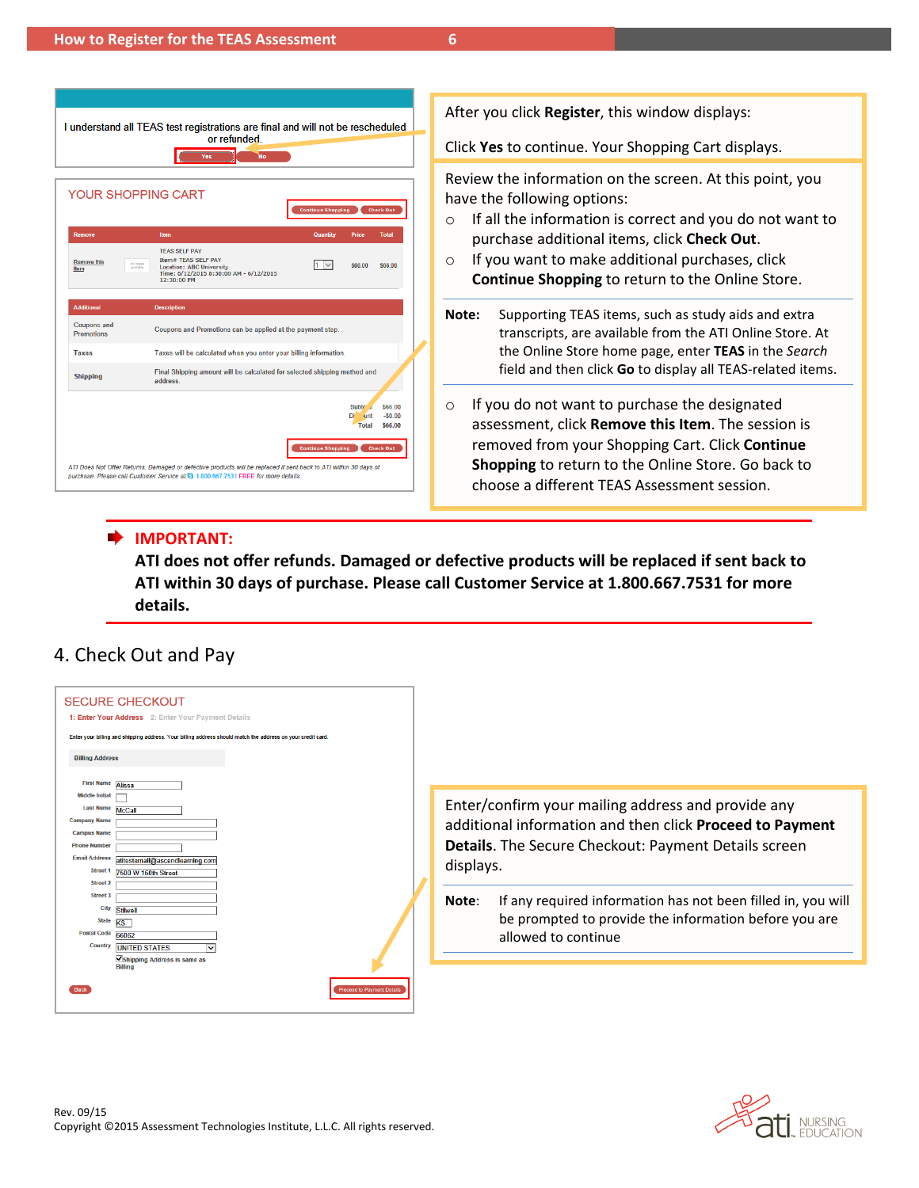After you click **Register**, this window displays:

Click **Yes** to continue. Your Shopping Cart displays.

Review the information on the screen. At this point, you have the following options:

- If all the information is correct and you do not want to purchase additional items, click **Check Out**.
- If you want to make additional purchases, click **Continue Shopping** to return to the Online Store.

**Note:** Supporting TEAS items, such as study aids and extra transcripts, are available from the ATI Online Store. At the Online Store home page, enter **TEAS** in the *Search* field and then click **Go** to display all TEAS-related items.

- If you do not want to purchase the designated assessment, click **Remove this Item**. The session is removed from your Shopping Cart. Click **Continue Shopping** to return to the Online Store. Go back to choose a different TEAS Assessment session.

**IMPORTANT:**

**ATI does not offer refunds. Damaged or defective products will be replaced if sent back to ATI within 30 days of purchase. Please call Customer Service at 1.800.667.7531 for more details.**

## 4. Check Out and Pay

Enter/confirm your mailing address and provide any additional information and then click **Proceed to Payment Details**. The Secure Checkout: Payment Details screen displays.

**Note:** If any required information has not been filled in, you will be prompted to provide the information before you are allowed to continue

Rev. 09/15
Copyright ©2015 Assessment Technologies Institute, L.L.C. All rights reserved.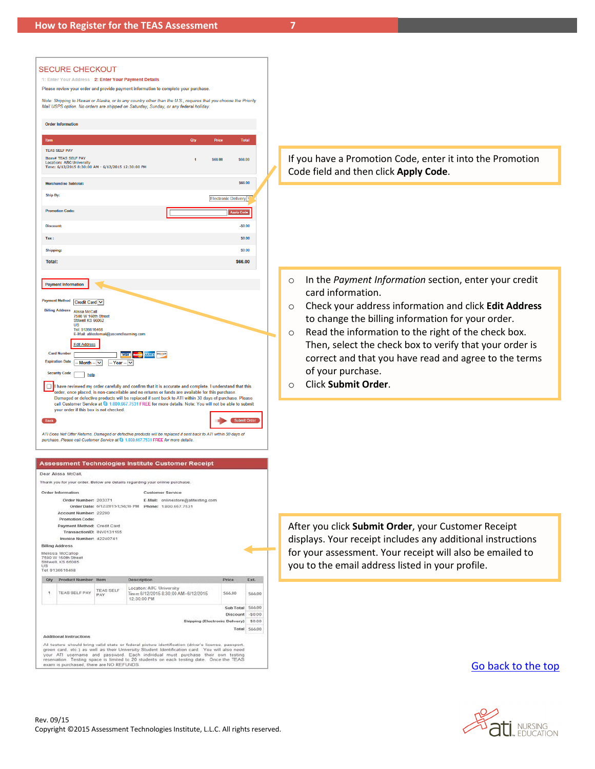If you have a Promotion Code, enter it into the Promotion Code field and then click **Apply Code**.

- In the *Payment Information* section, enter your credit card information.
- Check your address information and click **Edit Address** to change the billing information for your order.
- Read the information to the right of the check box. Then, select the check box to verify that your order is correct and that you have read and agree to the terms of your purchase.
- Click **Submit Order**.

After you click **Submit Order**, your Customer Receipt displays. Your receipt includes any additional instructions for your assessment. Your receipt will also be emailed to you to the email address listed in your profile.

Go back to the top

Rev. 09/15

Copyright ©2015 Assessment Technologies Institute, L.L.C. All rights reserved.